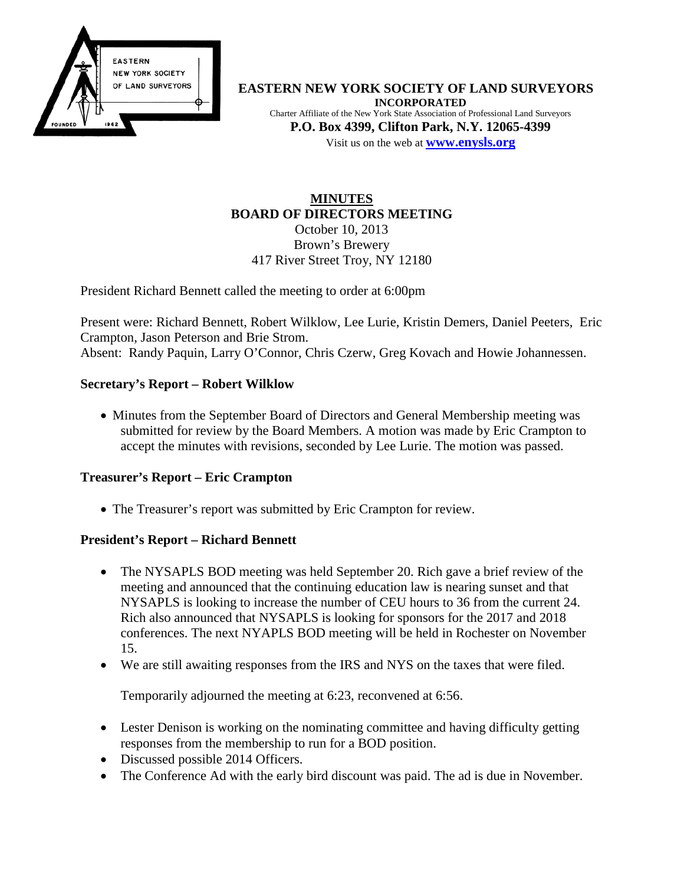**EASTERN NEW YORK SOCIETY OF LAND SURVEYORS**
**INCORPORATED**
Charter Affiliate of the New York State Association of Professional Land Surveyors
**P.O. Box 4399, Clifton Park, N.Y. 12065-4399**
Visit us on the web at **www.enysls.org**

# MINUTES
## BOARD OF DIRECTORS MEETING

October 10, 2013
Brown's Brewery
417 River Street Troy, NY 12180

President Richard Bennett called the meeting to order at 6:00pm

Present were: Richard Bennett, Robert Wilklow, Lee Lurie, Kristin Demers, Daniel Peeters, Eric Crampton, Jason Peterson and Brie Strom.
Absent: Randy Paquin, Larry O'Connor, Chris Czerw, Greg Kovach and Howie Johannessen.

### Secretary's Report – Robert Wilklow

- Minutes from the September Board of Directors and General Membership meeting was submitted for review by the Board Members. A motion was made by Eric Crampton to accept the minutes with revisions, seconded by Lee Lurie. The motion was passed.

### Treasurer's Report – Eric Crampton

- The Treasurer's report was submitted by Eric Crampton for review.

### President's Report – Richard Bennett

- The NYSAPLS BOD meeting was held September 20. Rich gave a brief review of the meeting and announced that the continuing education law is nearing sunset and that NYSAPLS is looking to increase the number of CEU hours to 36 from the current 24. Rich also announced that NYSAPLS is looking for sponsors for the 2017 and 2018 conferences. The next NYAPLS BOD meeting will be held in Rochester on November 15.
- We are still awaiting responses from the IRS and NYS on the taxes that were filed.

  Temporarily adjourned the meeting at 6:23, reconvened at 6:56.

- Lester Denison is working on the nominating committee and having difficulty getting responses from the membership to run for a BOD position.
- Discussed possible 2014 Officers.
- The Conference Ad with the early bird discount was paid. The ad is due in November.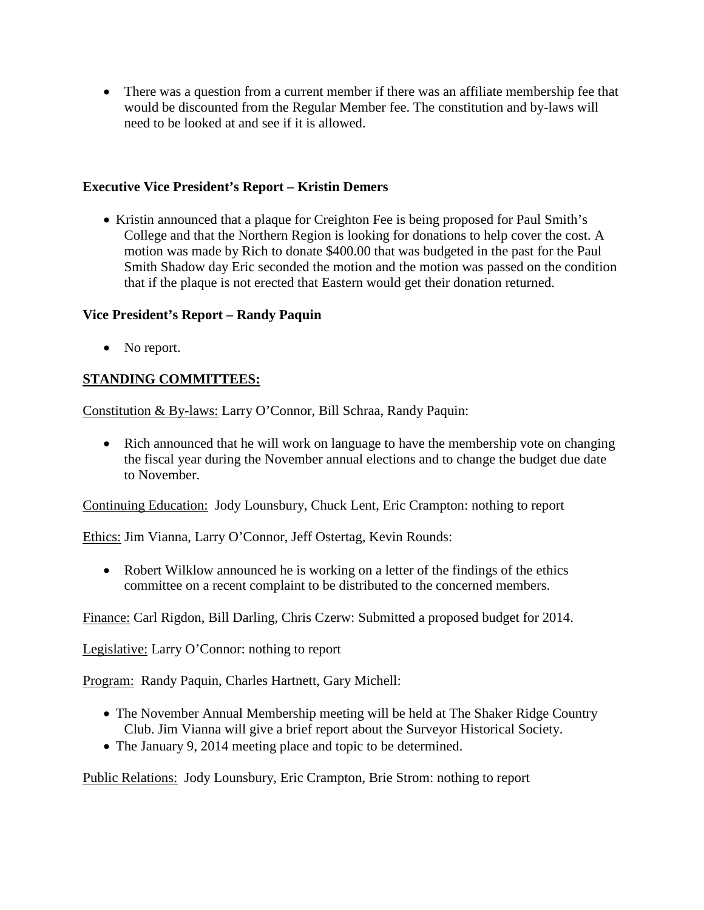- There was a question from a current member if there was an affiliate membership fee that would be discounted from the Regular Member fee. The constitution and by-laws will need to be looked at and see if it is allowed.

**Executive Vice President's Report – Kristin Demers**

- Kristin announced that a plaque for Creighton Fee is being proposed for Paul Smith's College and that the Northern Region is looking for donations to help cover the cost. A motion was made by Rich to donate $400.00 that was budgeted in the past for the Paul Smith Shadow day Eric seconded the motion and the motion was passed on the condition that if the plaque is not erected that Eastern would get their donation returned.

**Vice President's Report – Randy Paquin**

- No report.

**STANDING COMMITTEES:**

Constitution & By-laws: Larry O'Connor, Bill Schraa, Randy Paquin:

- Rich announced that he will work on language to have the membership vote on changing the fiscal year during the November annual elections and to change the budget due date to November.

Continuing Education: Jody Lounsbury, Chuck Lent, Eric Crampton: nothing to report

Ethics: Jim Vianna, Larry O'Connor, Jeff Ostertag, Kevin Rounds:

- Robert Wilklow announced he is working on a letter of the findings of the ethics committee on a recent complaint to be distributed to the concerned members.

Finance: Carl Rigdon, Bill Darling, Chris Czerw: Submitted a proposed budget for 2014.

Legislative: Larry O'Connor: nothing to report

Program: Randy Paquin, Charles Hartnett, Gary Michell:

- The November Annual Membership meeting will be held at The Shaker Ridge Country Club. Jim Vianna will give a brief report about the Surveyor Historical Society.
- The January 9, 2014 meeting place and topic to be determined.

Public Relations: Jody Lounsbury, Eric Crampton, Brie Strom: nothing to report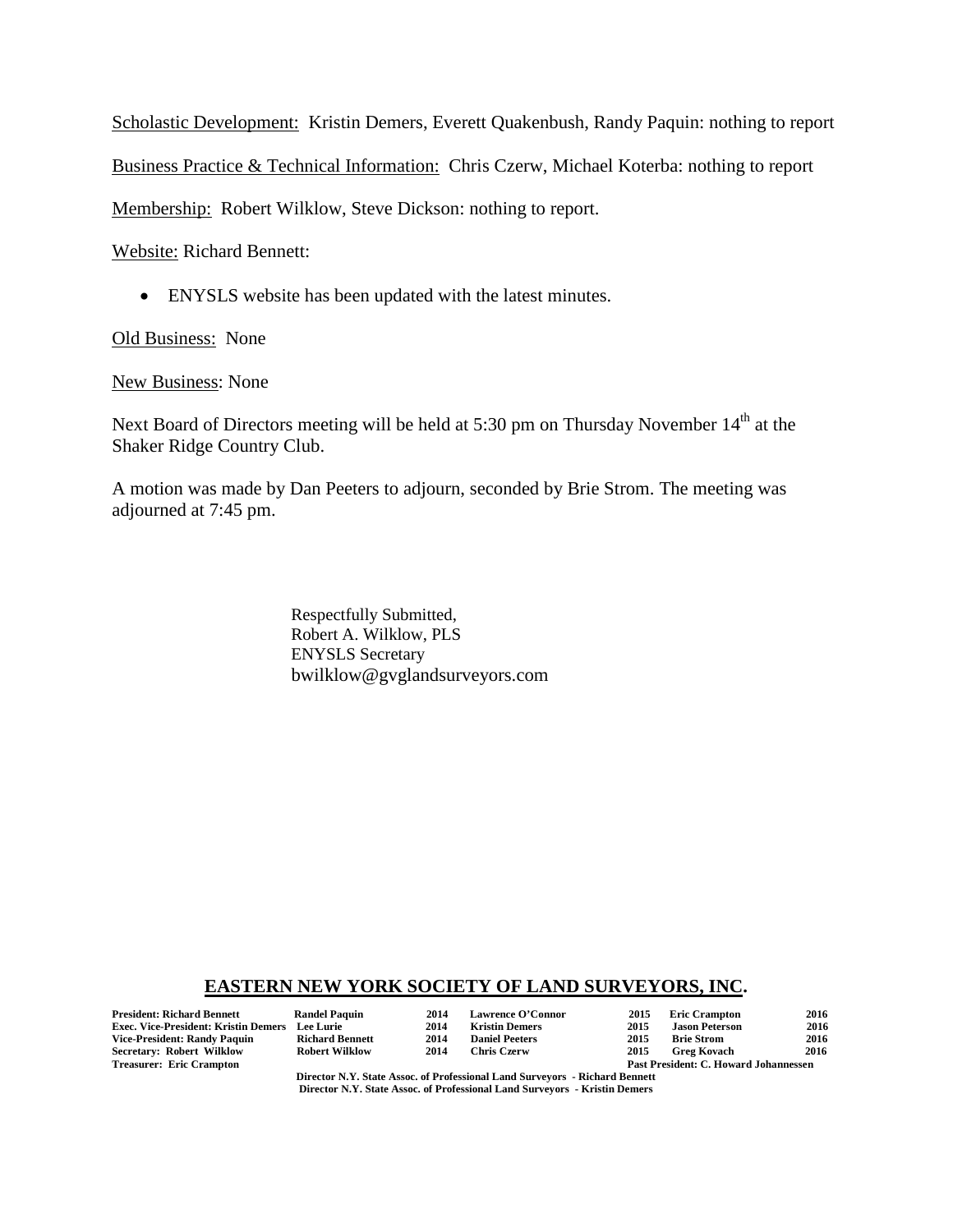Scholastic Development: Kristin Demers, Everett Quakenbush, Randy Paquin: nothing to report

Business Practice & Technical Information: Chris Czerw, Michael Koterba: nothing to report

Membership: Robert Wilklow, Steve Dickson: nothing to report.

Website: Richard Bennett:

- ENYSLS website has been updated with the latest minutes.

Old Business: None

New Business: None

Next Board of Directors meeting will be held at 5:30 pm on Thursday November 14th at the Shaker Ridge Country Club.

A motion was made by Dan Peeters to adjourn, seconded by Brie Strom. The meeting was adjourned at 7:45 pm.

Respectfully Submitted,
Robert A. Wilklow, PLS
ENYSLS Secretary
bwilklow@gvglandsurveyors.com

## EASTERN NEW YORK SOCIETY OF LAND SURVEYORS, INC.

| | | | | | | | |
|---|---|---|---|---|---|---|---|
| **President: Richard Bennett** | **Randel Paquin** | **2014** | **Lawrence O'Connor** | **2015** | **Eric Crampton** | **2016** |
| **Exec. Vice-President: Kristin Demers** | **Lee Lurie** | **2014** | **Kristin Demers** | **2015** | **Jason Peterson** | **2016** |
| **Vice-President: Randy Paquin** | **Richard Bennett** | **2014** | **Daniel Peeters** | **2015** | **Brie Strom** | **2016** |
| **Secretary: Robert Wilklow** | **Robert Wilklow** | **2014** | **Chris Czerw** | **2015** | **Greg Kovach** | **2016** |
| **Treasurer: Eric Crampton** | | | | **Past President: C. Howard Johannessen** | | |

**Director N.Y. State Assoc. of Professional Land Surveyors - Richard Bennett**
**Director N.Y. State Assoc. of Professional Land Surveyors - Kristin Demers**